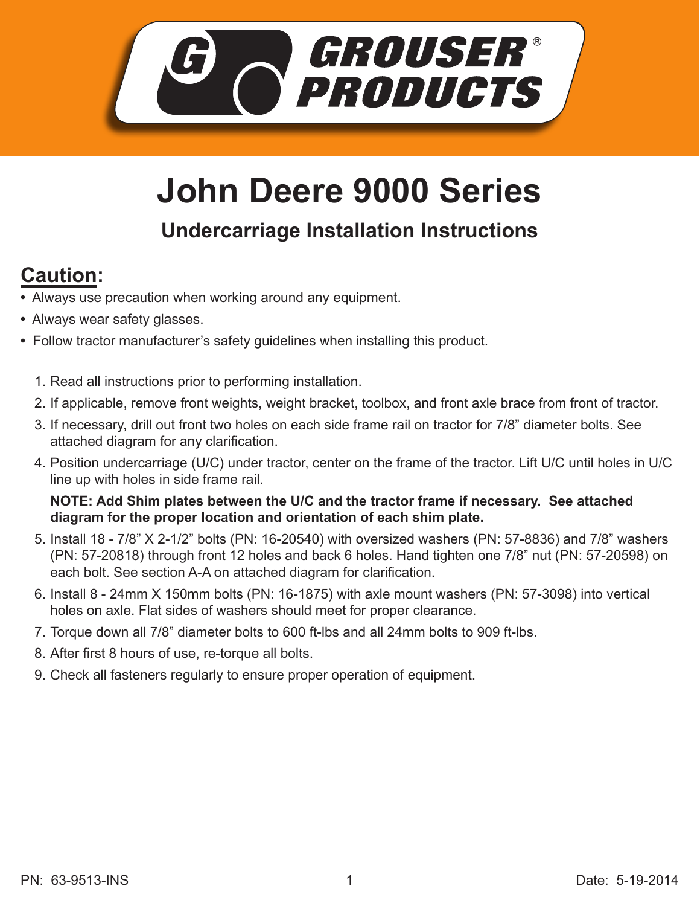# GROUSER® PRODUCTS

# John Deere 9000 Series

## Undercarriage Installation Instructions

## Caution:

- Always use precaution when working around any equipment.
- Always wear safety glasses.
- Follow tractor manufacturer's safety guidelines when installing this product.

1. Read all instructions prior to performing installation.
2. If applicable, remove front weights, weight bracket, toolbox, and front axle brace from front of tractor.
3. If necessary, drill out front two holes on each side frame rail on tractor for 7/8" diameter bolts. See attached diagram for any clarification.
4. Position undercarriage (U/C) under tractor, center on the frame of the tractor. Lift U/C until holes in U/C line up with holes in side frame rail.

   **NOTE: Add Shim plates between the U/C and the tractor frame if necessary. See attached diagram for the proper location and orientation of each shim plate.**
5. Install 18 - 7/8" X 2-1/2" bolts (PN: 16-20540) with oversized washers (PN: 57-8836) and 7/8" washers (PN: 57-20818) through front 12 holes and back 6 holes. Hand tighten one 7/8" nut (PN: 57-20598) on each bolt. See section A-A on attached diagram for clarification.
6. Install 8 - 24mm X 150mm bolts (PN: 16-1875) with axle mount washers (PN: 57-3098) into vertical holes on axle. Flat sides of washers should meet for proper clearance.
7. Torque down all 7/8" diameter bolts to 600 ft-lbs and all 24mm bolts to 909 ft-lbs.
8. After first 8 hours of use, re-torque all bolts.
9. Check all fasteners regularly to ensure proper operation of equipment.

PN: 63-9513-INS

Date: 5-19-2014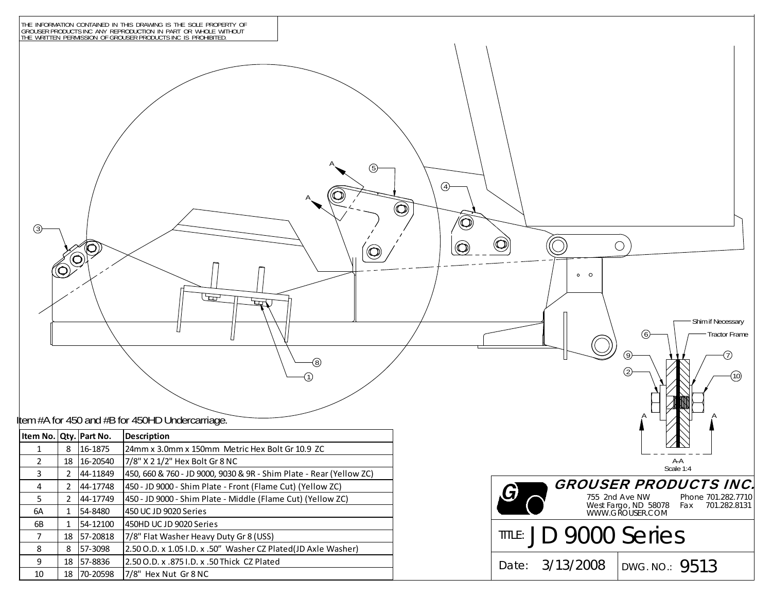THE INFORMATION CONTAINED IN THIS DRAWING IS THE SOLE PROPERTY OF GROUSER PRODUCTS INC ANY REPRODUCTION IN PART OR WHOLE WITHOUT THE WRITTEN PERMISSION OF GROUSER PRODUCTS INC IS PROHIBITED.

A

A

5

4

3

8

1

Shim if Necessary

Tractor Frame

6

7

9

2

10

A

A

A-A
Scale 1:4

Item #A for 450 and #B for 450HD Undercarriage.

| Item No. | Qty. | Part No. | Description |
|---|---|---|---|
| 1 | 8 | 16-1875 | 24mm x 3.0mm x 150mm Metric Hex Bolt Gr 10.9 ZC |
| 2 | 18 | 16-20540 | 7/8" X 2 1/2" Hex Bolt Gr 8 NC |
| 3 | 2 | 44-11849 | 450, 660 & 760 - JD 9000, 9030 & 9R - Shim Plate - Rear (Yellow ZC) |
| 4 | 2 | 44-17748 | 450 - JD 9000 - Shim Plate - Front (Flame Cut) (Yellow ZC) |
| 5 | 2 | 44-17749 | 450 - JD 9000 - Shim Plate - Middle (Flame Cut) (Yellow ZC) |
| 6A | 1 | 54-8480 | 450 UC JD 9020 Series |
| 6B | 1 | 54-12100 | 450HD UC JD 9020 Series |
| 7 | 18 | 57-20818 | 7/8" Flat Washer Heavy Duty Gr 8 (USS) |
| 8 | 8 | 57-3098 | 2.50 O.D. x 1.05 I.D. x .50" Washer CZ Plated(JD Axle Washer) |
| 9 | 18 | 57-8836 | 2.50 O.D. x .875 I.D. x .50 Thick CZ Plated |
| 10 | 18 | 70-20598 | 7/8" Hex Nut Gr 8 NC |

**GROUSER PRODUCTS INC.**
755 2nd Ave NW
West Fargo, ND 58078
WWW.GROUSER.COM
Phone 701.282.7710
Fax 701.282.8131

TITLE: JD 9000 Series

Date: 3/13/2008

DWG. NO.: 9513